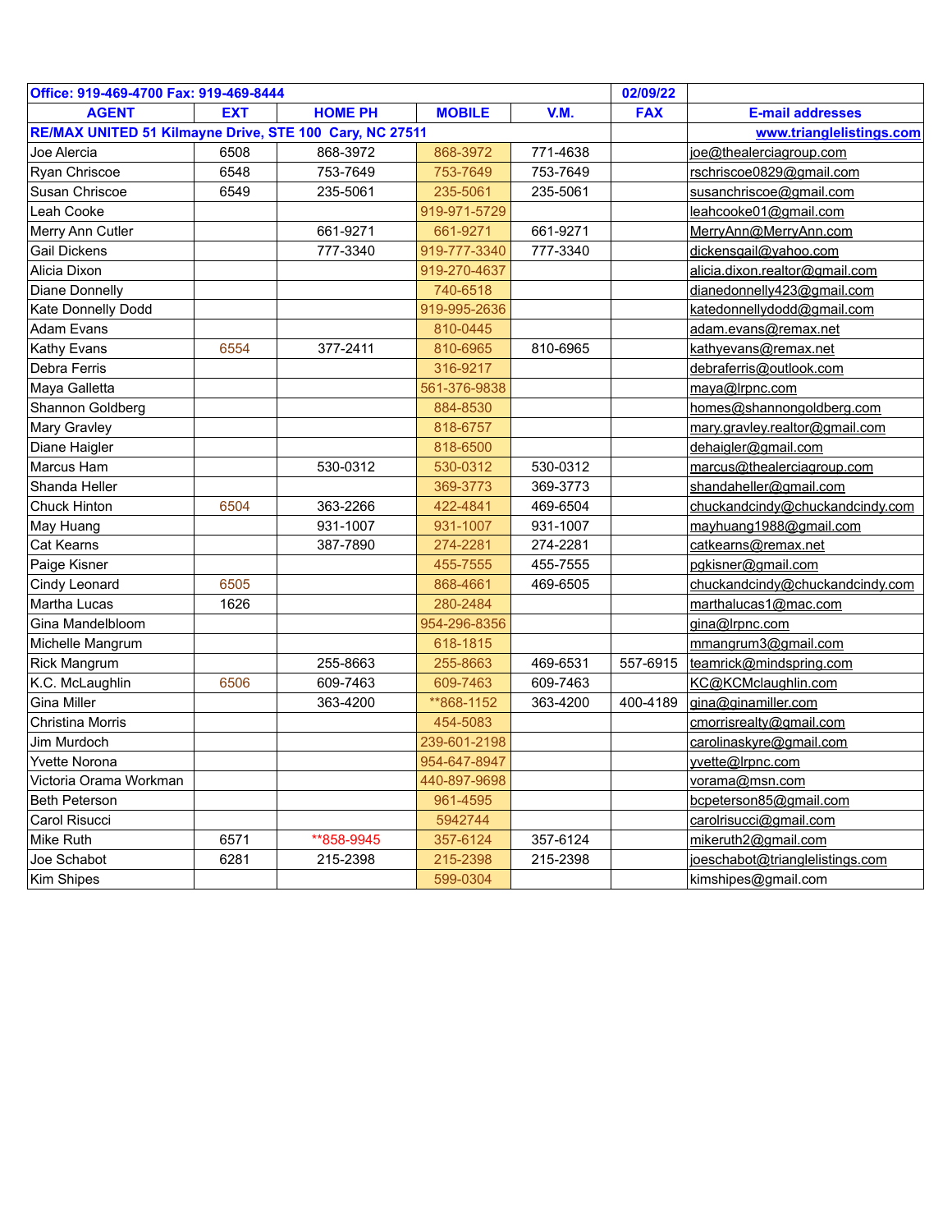| Office: 919-469-4700 Fax: 919-469-8444 | | | | | 02/09/22 | |
|---|---|---|---|---|---|---|
| **AGENT** | **EXT** | **HOME PH** | **MOBILE** | **V.M.** | **FAX** | **E-mail addresses** |
| **RE/MAX UNITED 51 Kilmayne Drive, STE 100 Cary, NC 27511** | | | | | | **www.trianglelistings.com** |
| Joe Alercia | 6508 | 868-3972 | 868-3972 | 771-4638 | | joe@thealerciagroup.com |
| Ryan Chriscoe | 6548 | 753-7649 | 753-7649 | 753-7649 | | rschriscoe0829@gmail.com |
| Susan Chriscoe | 6549 | 235-5061 | 235-5061 | 235-5061 | | susanchriscoe@gmail.com |
| Leah Cooke | | | 919-971-5729 | | | leahcooke01@gmail.com |
| Merry Ann Cutler | | 661-9271 | 661-9271 | 661-9271 | | MerryAnn@MerryAnn.com |
| Gail Dickens | | 777-3340 | 919-777-3340 | 777-3340 | | dickensgail@yahoo.com |
| Alicia Dixon | | | 919-270-4637 | | | alicia.dixon.realtor@gmail.com |
| Diane Donnelly | | | 740-6518 | | | dianedonnelly423@gmail.com |
| Kate Donnelly Dodd | | | 919-995-2636 | | | katedonnellydodd@gmail.com |
| Adam Evans | | | 810-0445 | | | adam.evans@remax.net |
| Kathy Evans | 6554 | 377-2411 | 810-6965 | 810-6965 | | kathyevans@remax.net |
| Debra Ferris | | | 316-9217 | | | debraferris@outlook.com |
| Maya Galletta | | | 561-376-9838 | | | maya@lrpnc.com |
| Shannon Goldberg | | | 884-8530 | | | homes@shannongoldberg.com |
| Mary Gravley | | | 818-6757 | | | mary.gravley.realtor@gmail.com |
| Diane Haigler | | | 818-6500 | | | dehaigler@gmail.com |
| Marcus Ham | | 530-0312 | 530-0312 | 530-0312 | | marcus@thealerciagroup.com |
| Shanda Heller | | | 369-3773 | 369-3773 | | shandaheller@gmail.com |
| Chuck Hinton | 6504 | 363-2266 | 422-4841 | 469-6504 | | chuckandcindy@chuckandcindy.com |
| May Huang | | 931-1007 | 931-1007 | 931-1007 | | mayhuang1988@gmail.com |
| Cat Kearns | | 387-7890 | 274-2281 | 274-2281 | | catkearns@remax.net |
| Paige Kisner | | | 455-7555 | 455-7555 | | pgkisner@gmail.com |
| Cindy Leonard | 6505 | | 868-4661 | 469-6505 | | chuckandcindy@chuckandcindy.com |
| Martha Lucas | 1626 | | 280-2484 | | | marthalucas1@mac.com |
| Gina Mandelbloom | | | 954-296-8356 | | | gina@lrpnc.com |
| Michelle Mangrum | | | 618-1815 | | | mmangrum3@gmail.com |
| Rick Mangrum | | 255-8663 | 255-8663 | 469-6531 | 557-6915 | teamrick@mindspring.com |
| K.C. McLaughlin | 6506 | 609-7463 | 609-7463 | 609-7463 | | KC@KCMclaughlin.com |
| Gina Miller | | 363-4200 | **868-1152 | 363-4200 | 400-4189 | gina@ginamiller.com |
| Christina Morris | | | 454-5083 | | | cmorrisrealty@gmail.com |
| Jim Murdoch | | | 239-601-2198 | | | carolinaskyre@gmail.com |
| Yvette Norona | | | 954-647-8947 | | | yvette@lrpnc.com |
| Victoria Orama Workman | | | 440-897-9698 | | | vorama@msn.com |
| Beth Peterson | | | 961-4595 | | | bcpeterson85@gmail.com |
| Carol Risucci | | | 5942744 | | | carolrisucci@gmail.com |
| Mike Ruth | 6571 | **858-9945 | 357-6124 | 357-6124 | | mikeruth2@gmail.com |
| Joe Schabot | 6281 | 215-2398 | 215-2398 | 215-2398 | | joeschabot@trianglelistings.com |
| Kim Shipes | | | 599-0304 | | | kimshipes@gmail.com |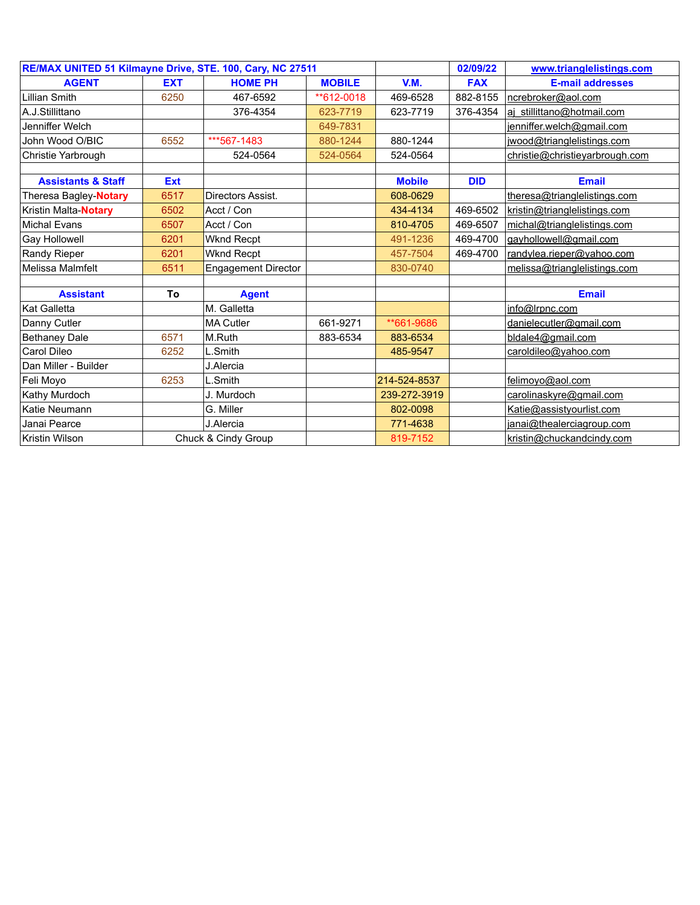| RE/MAX UNITED 51 Kilmayne Drive, STE. 100, Cary, NC 27511 | | | | | 02/09/22 | www.trianglelistings.com |
|---|---|---|---|---|---|---|
| **AGENT** | **EXT** | **HOME PH** | **MOBILE** | **V.M.** | **FAX** | **E-mail addresses** |
| Lillian Smith | 6250 | 467-6592 | **612-0018 | 469-6528 | 882-8155 | ncrebroker@aol.com |
| A.J.Stillittano | | 376-4354 | 623-7719 | 623-7719 | 376-4354 | aj_stillittano@hotmail.com |
| Jenniffer Welch | | | 649-7831 | | | jenniffer.welch@gmail.com |
| John Wood O/BIC | 6552 | ***567-1483 | 880-1244 | 880-1244 | | jwood@trianglelistings.com |
| Christie Yarbrough | | 524-0564 | 524-0564 | 524-0564 | | christie@christieyarbrough.com |
| | | | | | | |
| **Assistants & Staff** | **Ext** | | | **Mobile** | **DID** | **Email** |
| Theresa Bagley-**Notary** | 6517 | Directors Assist. | | 608-0629 | | theresa@trianglelistings.com |
| Kristin Malta-**Notary** | 6502 | Acct / Con | | 434-4134 | 469-6502 | kristin@trianglelistings.com |
| Michal Evans | 6507 | Acct / Con | | 810-4705 | 469-6507 | michal@trianglelistings.com |
| Gay Hollowell | 6201 | Wknd Recpt | | 491-1236 | 469-4700 | gayhollowell@gmail.com |
| Randy Rieper | 6201 | Wknd Recpt | | 457-7504 | 469-4700 | randylea.rieper@yahoo.com |
| Melissa Malmfelt | 6511 | Engagement Director | | 830-0740 | | melissa@trianglelistings.com |
| | | | | | | |
| **Assistant** | **To** | **Agent** | | | | **Email** |
| Kat Galletta | | M. Galletta | | | | info@lrpnc.com |
| Danny Cutler | | MA Cutler | 661-9271 | **661-9686 | | danielecutler@gmail.com |
| Bethaney Dale | 6571 | M.Ruth | 883-6534 | 883-6534 | | bldale4@gmail.com |
| Carol Dileo | 6252 | L.Smith | | 485-9547 | | caroldileo@yahoo.com |
| Dan Miller - Builder | | J.Alercia | | | | |
| Feli Moyo | 6253 | L.Smith | | 214-524-8537 | | felimoyo@aol.com |
| Kathy Murdoch | | J. Murdoch | | 239-272-3919 | | carolinaskyre@gmail.com |
| Katie Neumann | | G. Miller | | 802-0098 | | Katie@assistyourlist.com |
| Janai Pearce | | J.Alercia | | 771-4638 | | janai@thealerciagroup.com |
| Kristin Wilson | Chuck & Cindy Group | | | 819-7152 | | kristin@chuckandcindy.com |